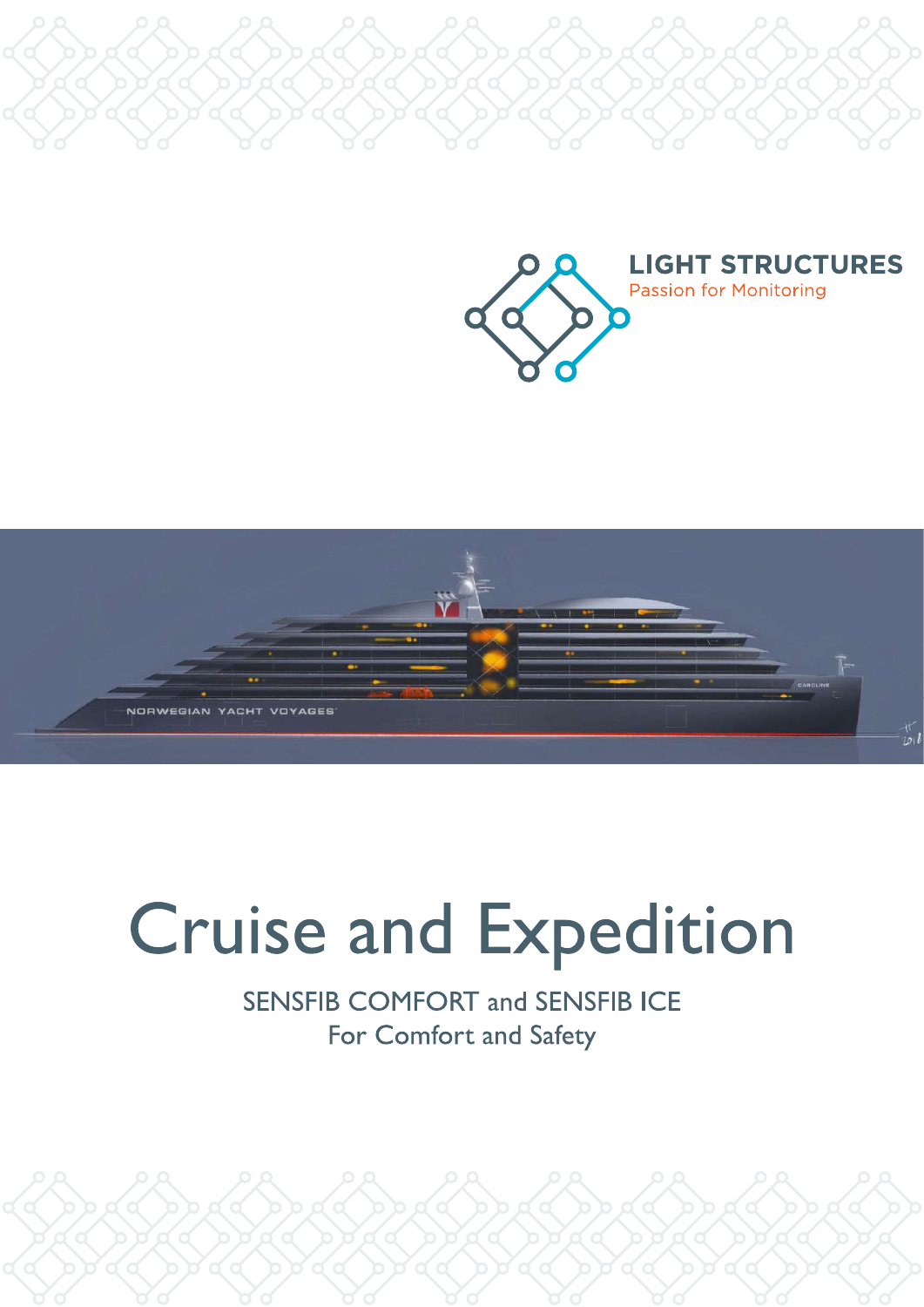LIGHT STRUCTURES

Passion for Monitoring

# Cruise and Expedition

SENSFIB COMFORT and SENSFIB ICE

For Comfort and Safety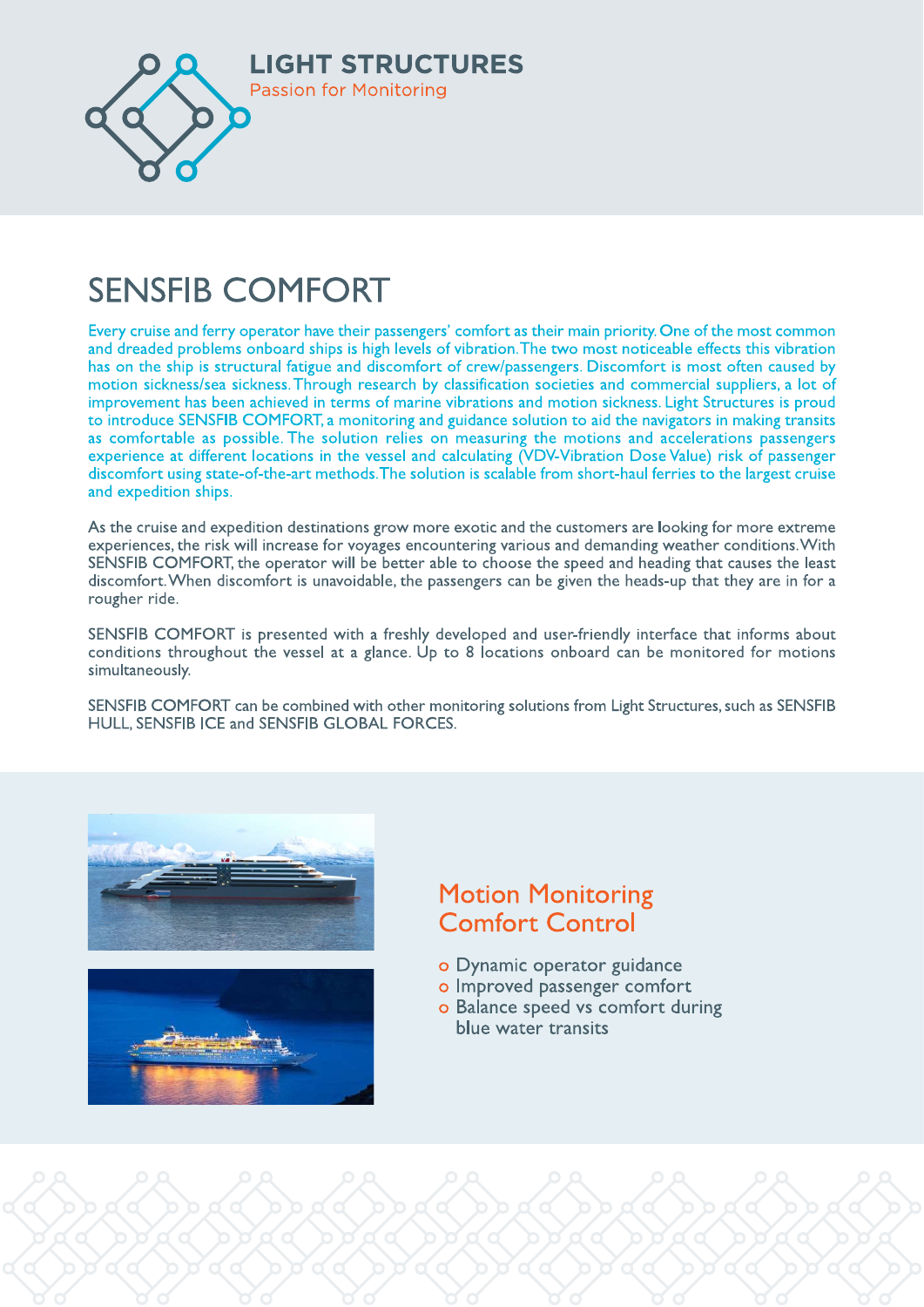LIGHT STRUCTURES

Passion for Monitoring

# SENSFIB COMFORT

Every cruise and ferry operator have their passengers' comfort as their main priority. One of the most common and dreaded problems onboard ships is high levels of vibration. The two most noticeable effects this vibration has on the ship is structural fatigue and discomfort of crew/passengers. Discomfort is most often caused by motion sickness/sea sickness. Through research by classification societies and commercial suppliers, a lot of improvement has been achieved in terms of marine vibrations and motion sickness. Light Structures is proud to introduce SENSFIB COMFORT, a monitoring and guidance solution to aid the navigators in making transits as comfortable as possible. The solution relies on measuring the motions and accelerations passengers experience at different locations in the vessel and calculating (VDV-Vibration Dose Value) risk of passenger discomfort using state-of-the-art methods. The solution is scalable from short-haul ferries to the largest cruise and expedition ships.

As the cruise and expedition destinations grow more exotic and the customers are looking for more extreme experiences, the risk will increase for voyages encountering various and demanding weather conditions. With SENSFIB COMFORT, the operator will be better able to choose the speed and heading that causes the least discomfort. When discomfort is unavoidable, the passengers can be given the heads-up that they are in for a rougher ride.

SENSFIB COMFORT is presented with a freshly developed and user-friendly interface that informs about conditions throughout the vessel at a glance. Up to 8 locations onboard can be monitored for motions simultaneously.

SENSFIB COMFORT can be combined with other monitoring solutions from Light Structures, such as SENSFIB HULL, SENSFIB ICE and SENSFIB GLOBAL FORCES.

## Motion Monitoring Comfort Control

- Dynamic operator guidance
- Improved passenger comfort
- Balance speed vs comfort during blue water transits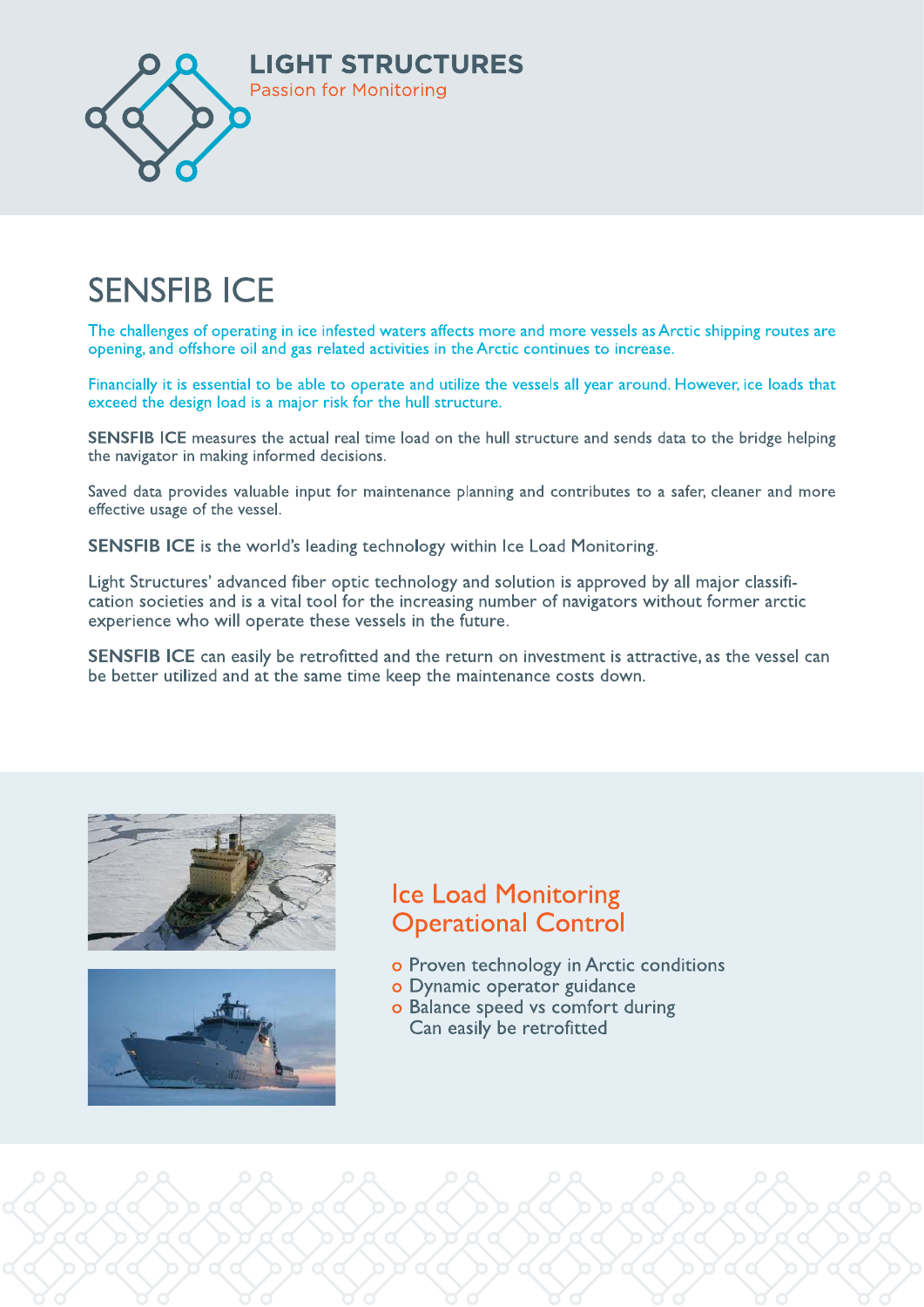LIGHT STRUCTURES

Passion for Monitoring

# SENSFIB ICE

The challenges of operating in ice infested waters affects more and more vessels as Arctic shipping routes are opening, and offshore oil and gas related activities in the Arctic continues to increase.

Financially it is essential to be able to operate and utilize the vessels all year around. However, ice loads that exceed the design load is a major risk for the hull structure.

**SENSFIB ICE** measures the actual real time load on the hull structure and sends data to the bridge helping the navigator in making informed decisions.

Saved data provides valuable input for maintenance planning and contributes to a safer, cleaner and more effective usage of the vessel.

**SENSFIB ICE** is the world's leading technology within Ice Load Monitoring.

Light Structures' advanced fiber optic technology and solution is approved by all major classification societies and is a vital tool for the increasing number of navigators without former arctic experience who will operate these vessels in the future.

**SENSFIB ICE** can easily be retrofitted and the return on investment is attractive, as the vessel can be better utilized and at the same time keep the maintenance costs down.

## Ice Load Monitoring Operational Control

- Proven technology in Arctic conditions
- Dynamic operator guidance
- Balance speed vs comfort during
  Can easily be retrofitted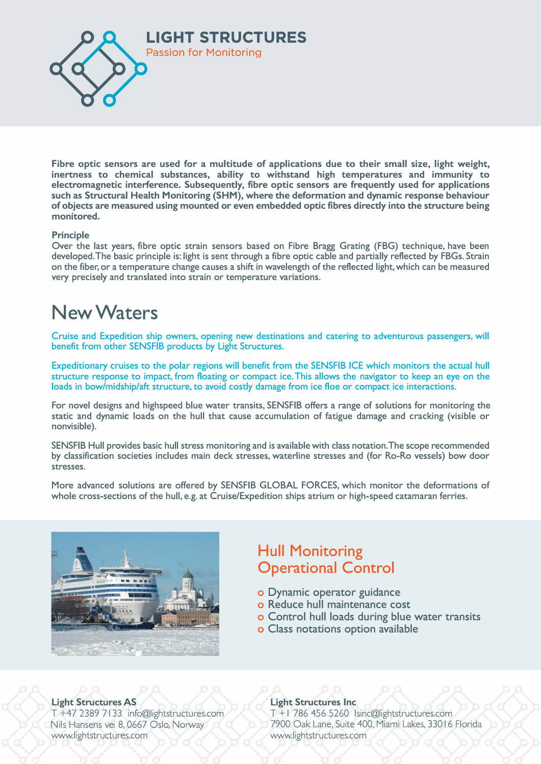# LIGHT STRUCTURES

Passion for Monitoring

**Fibre optic sensors are used for a multitude of applications due to their small size, light weight, inertness to chemical substances, ability to withstand high temperatures and immunity to electromagnetic interference. Subsequently, fibre optic sensors are frequently used for applications such as Structural Health Monitoring (SHM), where the deformation and dynamic response behaviour of objects are measured using mounted or even embedded optic fibres directly into the structure being monitored.**

**Principle**

Over the last years, fibre optic strain sensors based on Fibre Bragg Grating (FBG) technique, have been developed. The basic principle is: light is sent through a fibre optic cable and partially reflected by FBGs. Strain on the fiber, or a temperature change causes a shift in wavelength of the reflected light, which can be measured very precisely and translated into strain or temperature variations.

# New Waters

Cruise and Expedition ship owners, opening new destinations and catering to adventurous passengers, will benefit from other SENSFIB products by Light Structures.

Expeditionary cruises to the polar regions will benefit from the SENSFIB ICE which monitors the actual hull structure response to impact, from floating or compact ice. This allows the navigator to keep an eye on the loads in bow/midship/aft structure, to avoid costly damage from ice floe or compact ice interactions.

For novel designs and highspeed blue water transits, SENSFIB offers a range of solutions for monitoring the static and dynamic loads on the hull that cause accumulation of fatigue damage and cracking (visible or nonvisible).

SENSFIB Hull provides basic hull stress monitoring and is available with class notation. The scope recommended by classification societies includes main deck stresses, waterline stresses and (for Ro-Ro vessels) bow door stresses.

More advanced solutions are offered by SENSFIB GLOBAL FORCES, which monitor the deformations of whole cross-sections of the hull, e.g. at Cruise/Expedition ships atrium or high-speed catamaran ferries.

## Hull Monitoring Operational Control

- Dynamic operator guidance
- Reduce hull maintenance cost
- Control hull loads during blue water transits
- Class notations option available

**Light Structures AS**
T +47 2389 7133 info@lightstructures.com
Nils Hansens vei 8, 0667 Oslo, Norway
www.lightstructures.com

**Light Structures Inc**
T +1 786 456 5260 lsinc@lightstructures.com
7900 Oak Lane, Suite 400, Miami Lakes, 33016 Florida
www.lightstructures.com